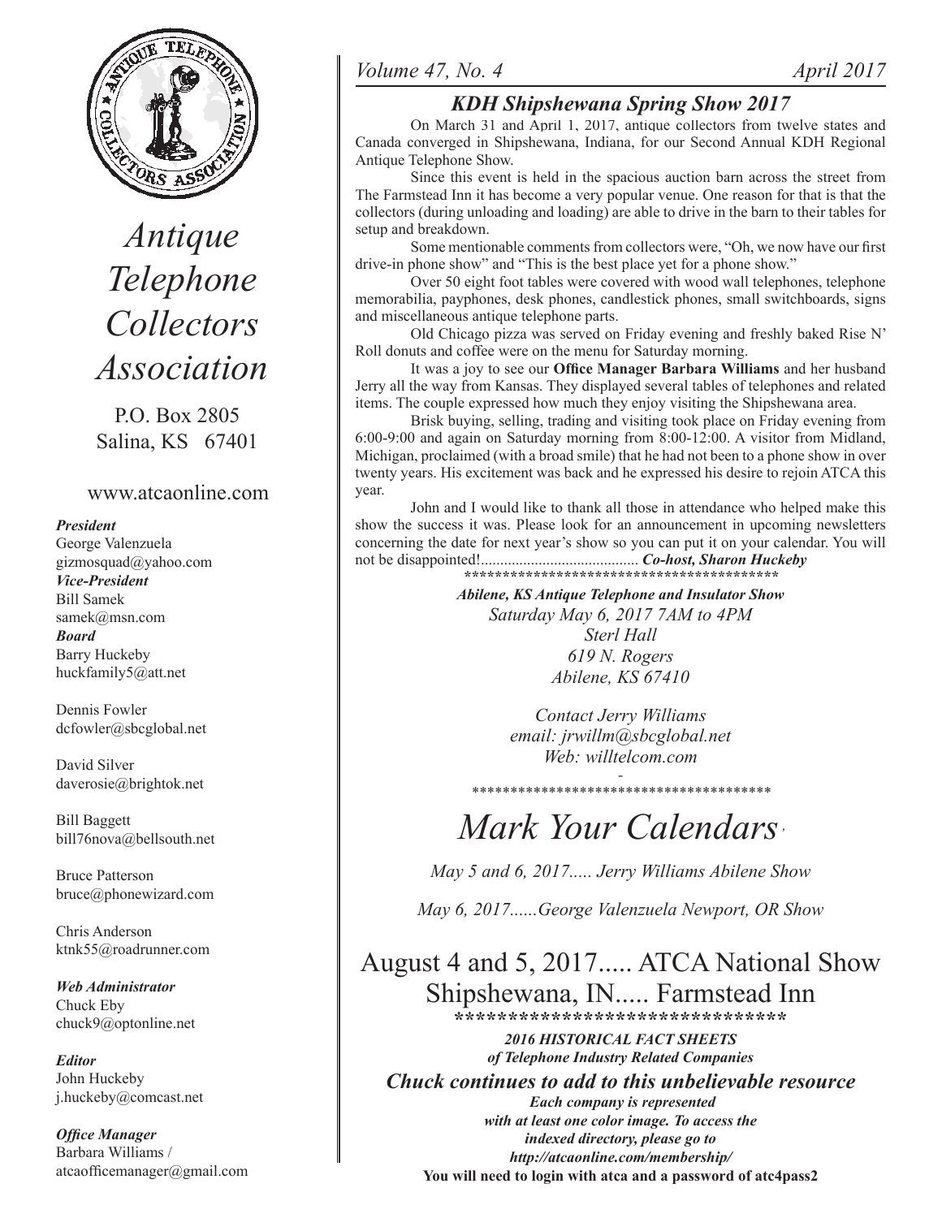# Antique Telephone Collectors Association

P.O. Box 2805
Salina, KS 67401

www.atcaonline.com

***President***
George Valenzuela
gizmosquad@yahoo.com

***Vice-President***
Bill Samek
samek@msn.com

***Board***
Barry Huckeby
huckfamily5@att.net

Dennis Fowler
dcfowler@sbcglobal.net

David Silver
daverosie@brightok.net

Bill Baggett
bill76nova@bellsouth.net

Bruce Patterson
bruce@phonewizard.com

Chris Anderson
ktnk55@roadrunner.com

***Web Administrator***
Chuck Eby
chuck9@optonline.net

***Editor***
John Huckeby
j.huckeby@comcast.net

***Office Manager***
Barbara Williams /
atcaofficemanager@gmail.com

*Volume 47, No. 4* *April 2017*

## *KDH Shipshewana Spring Show 2017*

On March 31 and April 1, 2017, antique collectors from twelve states and Canada converged in Shipshewana, Indiana, for our Second Annual KDH Regional Antique Telephone Show.

Since this event is held in the spacious auction barn across the street from The Farmstead Inn it has become a very popular venue. One reason for that is that the collectors (during unloading and loading) are able to drive in the barn to their tables for setup and breakdown.

Some mentionable comments from collectors were, "Oh, we now have our first drive-in phone show" and "This is the best place yet for a phone show."

Over 50 eight foot tables were covered with wood wall telephones, telephone memorabilia, payphones, desk phones, candlestick phones, small switchboards, signs and miscellaneous antique telephone parts.

Old Chicago pizza was served on Friday evening and freshly baked Rise N' Roll donuts and coffee were on the menu for Saturday morning.

It was a joy to see our **Office Manager Barbara Williams** and her husband Jerry all the way from Kansas. They displayed several tables of telephones and related items. The couple expressed how much they enjoy visiting the Shipshewana area.

Brisk buying, selling, trading and visiting took place on Friday evening from 6:00-9:00 and again on Saturday morning from 8:00-12:00. A visitor from Midland, Michigan, proclaimed (with a broad smile) that he had not been to a phone show in over twenty years. His excitement was back and he expressed his desire to rejoin ATCA this year.

John and I would like to thank all those in attendance who helped make this show the success it was. Please look for an announcement in upcoming newsletters concerning the date for next year's show so you can put it on your calendar. You will not be disappointed!......................................... ***Co-host, Sharon Huckeby***

*****************************************

***Abilene, KS Antique Telephone and Insulator Show***
*Saturday May 6, 2017 7AM to 4PM*
*Sterl Hall*
*619 N. Rogers*
*Abilene, KS 67410*

*Contact Jerry Williams*
*email: jrwillm@sbcglobal.net*
*Web: willtelcom.com*

*****************************************

# *Mark Your Calendars*

*May 5 and 6, 2017..... Jerry Williams Abilene Show*

*May 6, 2017......George Valenzuela Newport, OR Show*

## August 4 and 5, 2017..... ATCA National Show Shipshewana, IN..... Farmstead Inn

*********************************

***2016 HISTORICAL FACT SHEETS***
***of Telephone Industry Related Companies***

### *Chuck continues to add to this unbelievable resource*

***Each company is represented with at least one color image. To access the indexed directory, please go to http://atcaonline.com/membership/***

**You will need to login with atca and a password of atc4pass2**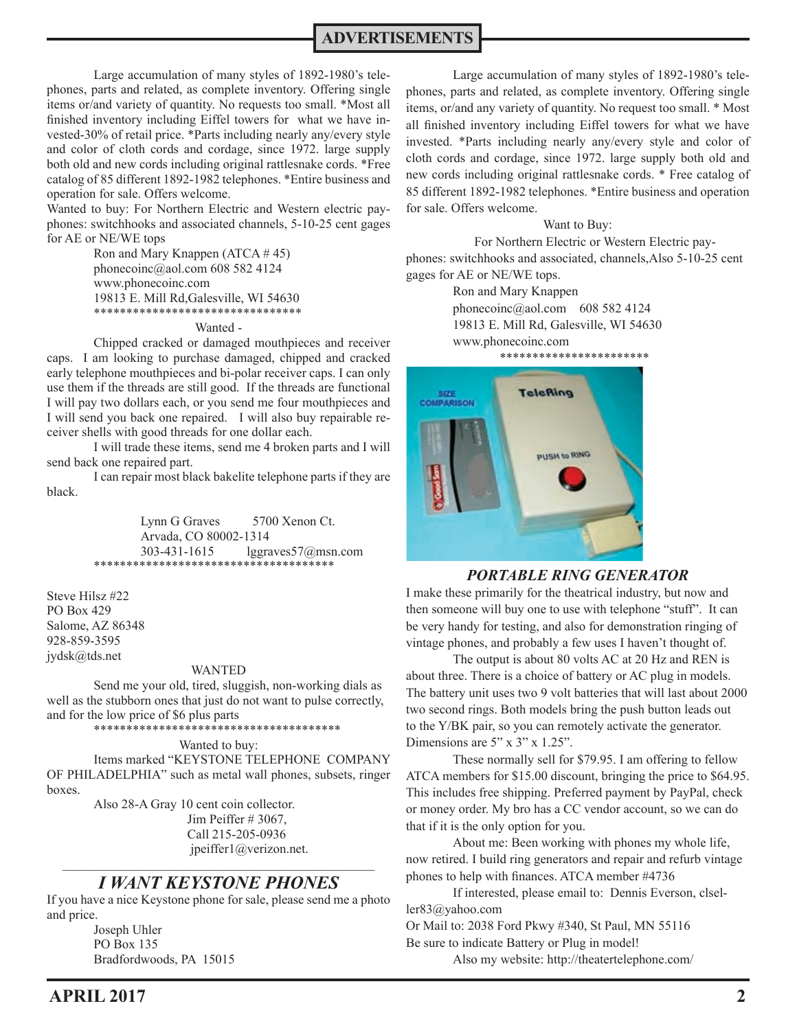## ADVERTISEMENTS

Large accumulation of many styles of 1892-1980's telephones, parts and related, as complete inventory. Offering single items or/and variety of quantity. No requests too small. *Most all finished inventory including Eiffel towers for what we have invested-30% of retail price. *Parts including nearly any/every style and color of cloth cords and cordage, since 1972. large supply both old and new cords including original rattlesnake cords. *Free catalog of 85 different 1892-1982 telephones. *Entire business and operation for sale. Offers welcome.

Wanted to buy: For Northern Electric and Western electric payphones: switchhooks and associated channels, 5-10-25 cent gages for AE or NE/WE tops

Ron and Mary Knappen (ATCA # 45)
phonecoinc@aol.com 608 582 4124
www.phonecoinc.com
19813 E. Mill Rd,Galesville, WI 54630

********************************

Wanted -

Chipped cracked or damaged mouthpieces and receiver caps. I am looking to purchase damaged, chipped and cracked early telephone mouthpieces and bi-polar receiver caps. I can only use them if the threads are still good. If the threads are functional I will pay two dollars each, or you send me four mouthpieces and I will send you back one repaired. I will also buy repairable receiver shells with good threads for one dollar each.

I will trade these items, send me 4 broken parts and I will send back one repaired part.

I can repair most black bakelite telephone parts if they are black.

Lynn G Graves 5700 Xenon Ct.
Arvada, CO 80002-1314
303-431-1615 lggraves57@msn.com

************************************

Steve Hilsz #22
PO Box 429
Salome, AZ 86348
928-859-3595
jydsk@tds.net

WANTED

Send me your old, tired, sluggish, non-working dials as well as the stubborn ones that just do not want to pulse correctly, and for the low price of $6 plus parts

**************************************

Wanted to buy:

Items marked "KEYSTONE TELEPHONE COMPANY OF PHILADELPHIA" such as metal wall phones, subsets, ringer boxes.

Also 28-A Gray 10 cent coin collector.

Jim Peiffer # 3067,
Call 215-205-0936
jpeiffer1@verizon.net.

---

## *I WANT KEYSTONE PHONES*

If you have a nice Keystone phone for sale, please send me a photo and price.

Joseph Uhler
PO Box 135
Bradfordwoods, PA 15015

Large accumulation of many styles of 1892-1980's telephones, parts and related, as complete inventory. Offering single items, or/and any variety of quantity. No request too small. * Most all finished inventory including Eiffel towers for what we have invested. *Parts including nearly any/every style and color of cloth cords and cordage, since 1972. large supply both old and new cords including original rattlesnake cords. * Free catalog of 85 different 1892-1982 telephones. *Entire business and operation for sale. Offers welcome.

Want to Buy:

For Northern Electric or Western Electric payphones: switchhooks and associated, channels,Also 5-10-25 cent gages for AE or NE/WE tops.

Ron and Mary Knappen
phonecoinc@aol.com 608 582 4124
19813 E. Mill Rd, Galesville, WI 54630
www.phonecoinc.com

**********************

## *PORTABLE RING GENERATOR*

I make these primarily for the theatrical industry, but now and then someone will buy one to use with telephone "stuff". It can be very handy for testing, and also for demonstration ringing of vintage phones, and probably a few uses I haven't thought of.

The output is about 80 volts AC at 20 Hz and REN is about three. There is a choice of battery or AC plug in models. The battery unit uses two 9 volt batteries that will last about 2000 two second rings. Both models bring the push button leads out to the Y/BK pair, so you can remotely activate the generator. Dimensions are 5" x 3" x 1.25".

These normally sell for $79.95. I am offering to fellow ATCA members for $15.00 discount, bringing the price to $64.95. This includes free shipping. Preferred payment by PayPal, check or money order. My bro has a CC vendor account, so we can do that if it is the only option for you.

About me: Been working with phones my whole life, now retired. I build ring generators and repair and refurb vintage phones to help with finances. ATCA member #4736

If interested, please email to: Dennis Everson, clseller83@yahoo.com

Or Mail to: 2038 Ford Pkwy #340, St Paul, MN 55116

Be sure to indicate Battery or Plug in model!

Also my website: http://theatertelephone.com/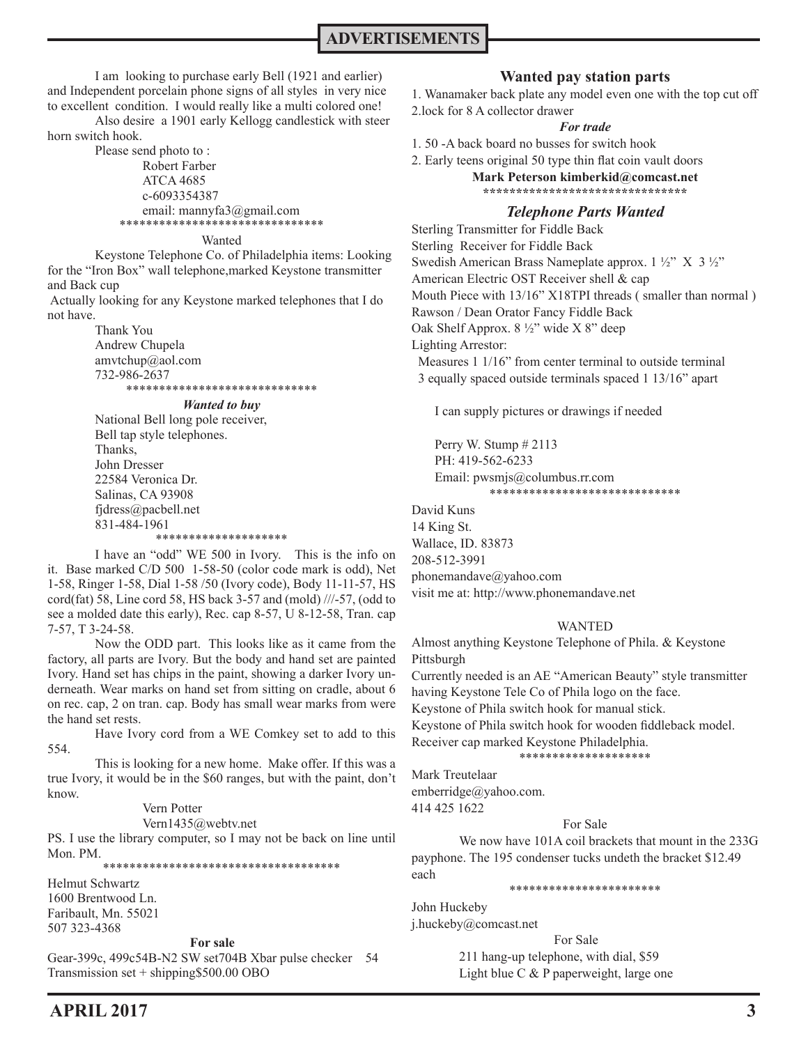# ADVERTISEMENTS

I am looking to purchase early Bell (1921 and earlier) and Independent porcelain phone signs of all styles in very nice to excellent condition. I would really like a multi colored one!

Also desire a 1901 early Kellogg candlestick with steer horn switch hook.

Please send photo to :
Robert Farber
ATCA 4685
c-6093354387
email: mannyfa3@gmail.com

*******************************

Wanted

Keystone Telephone Co. of Philadelphia items: Looking for the "Iron Box" wall telephone,marked Keystone transmitter and Back cup

Actually looking for any Keystone marked telephones that I do not have.

Thank You
Andrew Chupela
amvtchup@aol.com
732-986-2637

*****************************

***Wanted to buy***

National Bell long pole receiver,
Bell tap style telephones.
Thanks,
John Dresser
22584 Veronica Dr.
Salinas, CA 93908
fjdress@pacbell.net
831-484-1961

********************

I have an "odd" WE 500 in Ivory. This is the info on it. Base marked C/D 500 1-58-50 (color code mark is odd), Net 1-58, Ringer 1-58, Dial 1-58 /50 (Ivory code), Body 11-11-57, HS cord(fat) 58, Line cord 58, HS back 3-57 and (mold) ///-57, (odd to see a molded date this early), Rec. cap 8-57, U 8-12-58, Tran. cap 7-57, T 3-24-58.

Now the ODD part. This looks like as it came from the factory, all parts are Ivory. But the body and hand set are painted Ivory. Hand set has chips in the paint, showing a darker Ivory underneath. Wear marks on hand set from sitting on cradle, about 6 on rec. cap, 2 on tran. cap. Body has small wear marks from were the hand set rests.

Have Ivory cord from a WE Comkey set to add to this 554.

This is looking for a new home. Make offer. If this was a true Ivory, it would be in the $60 ranges, but with the paint, don't know.

Vern Potter
Vern1435@webtv.net

PS. I use the library computer, so I may not be back on line until Mon. PM.

************************************

Helmut Schwartz
1600 Brentwood Ln.
Faribault, Mn. 55021
507 323-4368

**For sale**

Gear-399c, 499c54B-N2 SW set704B Xbar pulse checker 54 Transmission set + shipping$500.00 OBO

## Wanted pay station parts

1. Wanamaker back plate any model even one with the top cut off
2. lock for 8 A collector drawer

***For trade***

1. 50 -A back board no busses for switch hook
2. Early teens original 50 type thin flat coin vault doors

**Mark Peterson kimberkid@comcast.net**

*******************************

## *Telephone Parts Wanted*

Sterling Transmitter for Fiddle Back
Sterling Receiver for Fiddle Back
Swedish American Brass Nameplate approx. 1 ½" X 3 ½"
American Electric OST Receiver shell & cap
Mouth Piece with 13/16" X18TPI threads ( smaller than normal )
Rawson / Dean Orator Fancy Fiddle Back
Oak Shelf Approx. 8 ½" wide X 8" deep
Lighting Arrestor:
Measures 1 1/16" from center terminal to outside terminal
3 equally spaced outside terminals spaced 1 13/16" apart

I can supply pictures or drawings if needed

Perry W. Stump # 2113
PH: 419-562-6233
Email: pwsmjs@columbus.rr.com

*****************************

David Kuns
14 King St.
Wallace, ID. 83873
208-512-3991
phonemandave@yahoo.com
visit me at: http://www.phonemandave.net

WANTED

Almost anything Keystone Telephone of Phila. & Keystone Pittsburgh
Currently needed is an AE "American Beauty" style transmitter having Keystone Tele Co of Phila logo on the face.
Keystone of Phila switch hook for manual stick.
Keystone of Phila switch hook for wooden fiddleback model.
Receiver cap marked Keystone Philadelphia.

********************

Mark Treutelaar
emberridge@yahoo.com.
414 425 1622

For Sale

We now have 101A coil brackets that mount in the 233G payphone. The 195 condenser tucks undeth the bracket $12.49 each

***********************

John Huckeby
j.huckeby@comcast.net

For Sale

211 hang-up telephone, with dial, $59
Light blue C & P paperweight, large one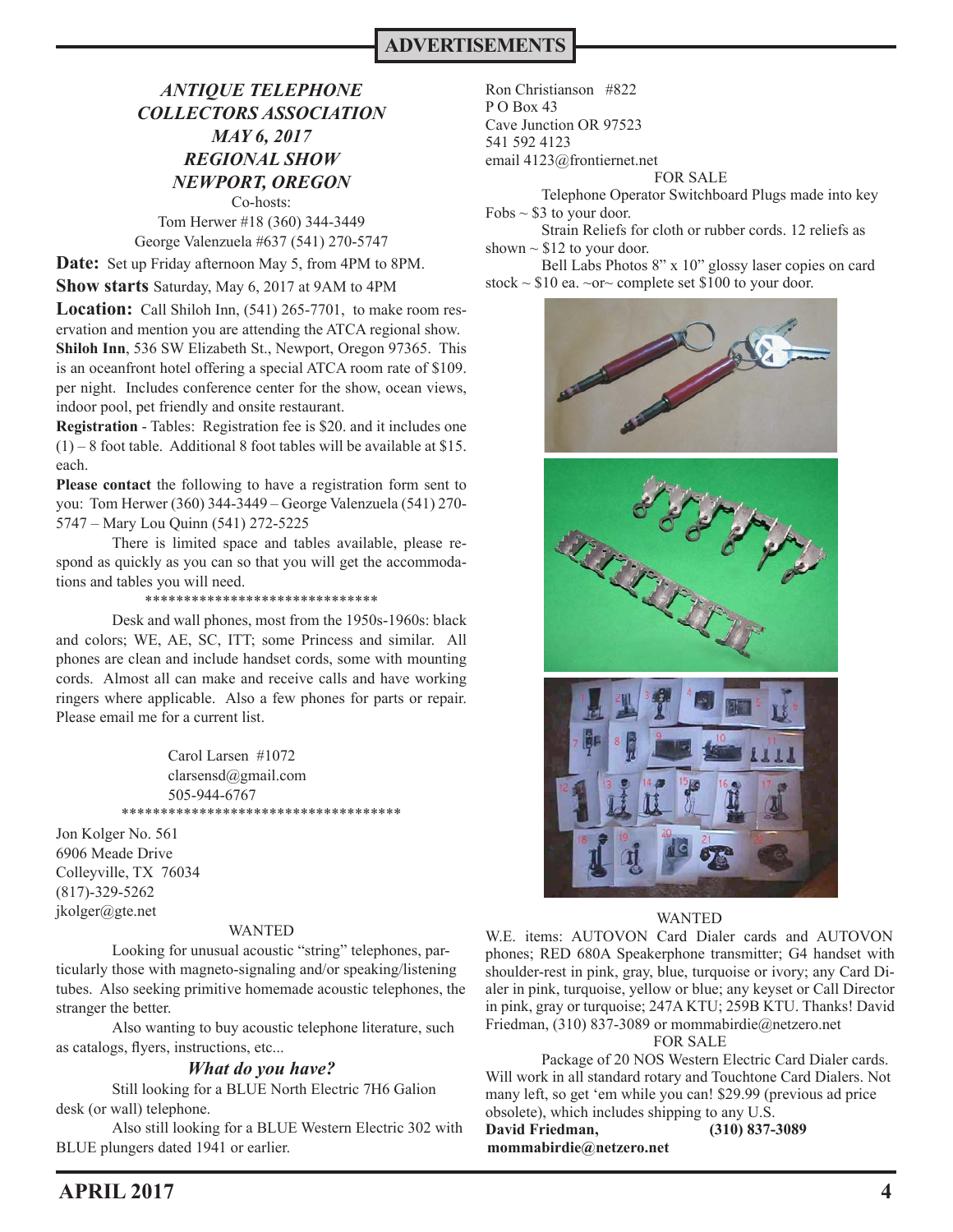## ADVERTISEMENTS

### *ANTIQUE TELEPHONE COLLECTORS ASSOCIATION MAY 6, 2017 REGIONAL SHOW NEWPORT, OREGON*

Co-hosts:
Tom Herwer #18 (360) 344-3449
George Valenzuela #637 (541) 270-5747

**Date:** Set up Friday afternoon May 5, from 4PM to 8PM.

**Show starts** Saturday, May 6, 2017 at 9AM to 4PM

**Location:** Call Shiloh Inn, (541) 265-7701, to make room reservation and mention you are attending the ATCA regional show. **Shiloh Inn**, 536 SW Elizabeth St., Newport, Oregon 97365. This is an oceanfront hotel offering a special ATCA room rate of $109. per night. Includes conference center for the show, ocean views, indoor pool, pet friendly and onsite restaurant.

**Registration** - Tables: Registration fee is $20. and it includes one (1) – 8 foot table. Additional 8 foot tables will be available at $15. each.

**Please contact** the following to have a registration form sent to you: Tom Herwer (360) 344-3449 – George Valenzuela (541) 270-5747 – Mary Lou Quinn (541) 272-5225

There is limited space and tables available, please respond as quickly as you can so that you will get the accommodations and tables you will need.

******************************

Desk and wall phones, most from the 1950s-1960s: black and colors; WE, AE, SC, ITT; some Princess and similar. All phones are clean and include handset cords, some with mounting cords. Almost all can make and receive calls and have working ringers where applicable. Also a few phones for parts or repair. Please email me for a current list.

Carol Larsen #1072
clarsensd@gmail.com
505-944-6767

************************************

Jon Kolger No. 561
6906 Meade Drive
Colleyville, TX 76034
(817)-329-5262
jkolger@gte.net

WANTED

Looking for unusual acoustic "string" telephones, particularly those with magneto-signaling and/or speaking/listening tubes. Also seeking primitive homemade acoustic telephones, the stranger the better.

Also wanting to buy acoustic telephone literature, such as catalogs, flyers, instructions, etc...

***What do you have?***

Still looking for a BLUE North Electric 7H6 Galion desk (or wall) telephone.

Also still looking for a BLUE Western Electric 302 with BLUE plungers dated 1941 or earlier.

Ron Christianson #822
P O Box 43
Cave Junction OR 97523
541 592 4123
email 4123@frontiernet.net

FOR SALE

Telephone Operator Switchboard Plugs made into key Fobs ~ $3 to your door.

Strain Reliefs for cloth or rubber cords. 12 reliefs as shown ~ $12 to your door.

Bell Labs Photos 8" x 10" glossy laser copies on card stock ~ $10 ea. ~or~ complete set $100 to your door.

WANTED

W.E. items: AUTOVON Card Dialer cards and AUTOVON phones; RED 680A Speakerphone transmitter; G4 handset with shoulder-rest in pink, gray, blue, turquoise or ivory; any Card Dialer in pink, turquoise, yellow or blue; any keyset or Call Director in pink, gray or turquoise; 247A KTU; 259B KTU. Thanks! David Friedman, (310) 837-3089 or mommabirdie@netzero.net

FOR SALE

Package of 20 NOS Western Electric Card Dialer cards. Will work in all standard rotary and Touchtone Card Dialers. Not many left, so get 'em while you can! $29.99 (previous ad price obsolete), which includes shipping to any U.S.

**David Friedman, (310) 837-3089**
**mommabirdie@netzero.net**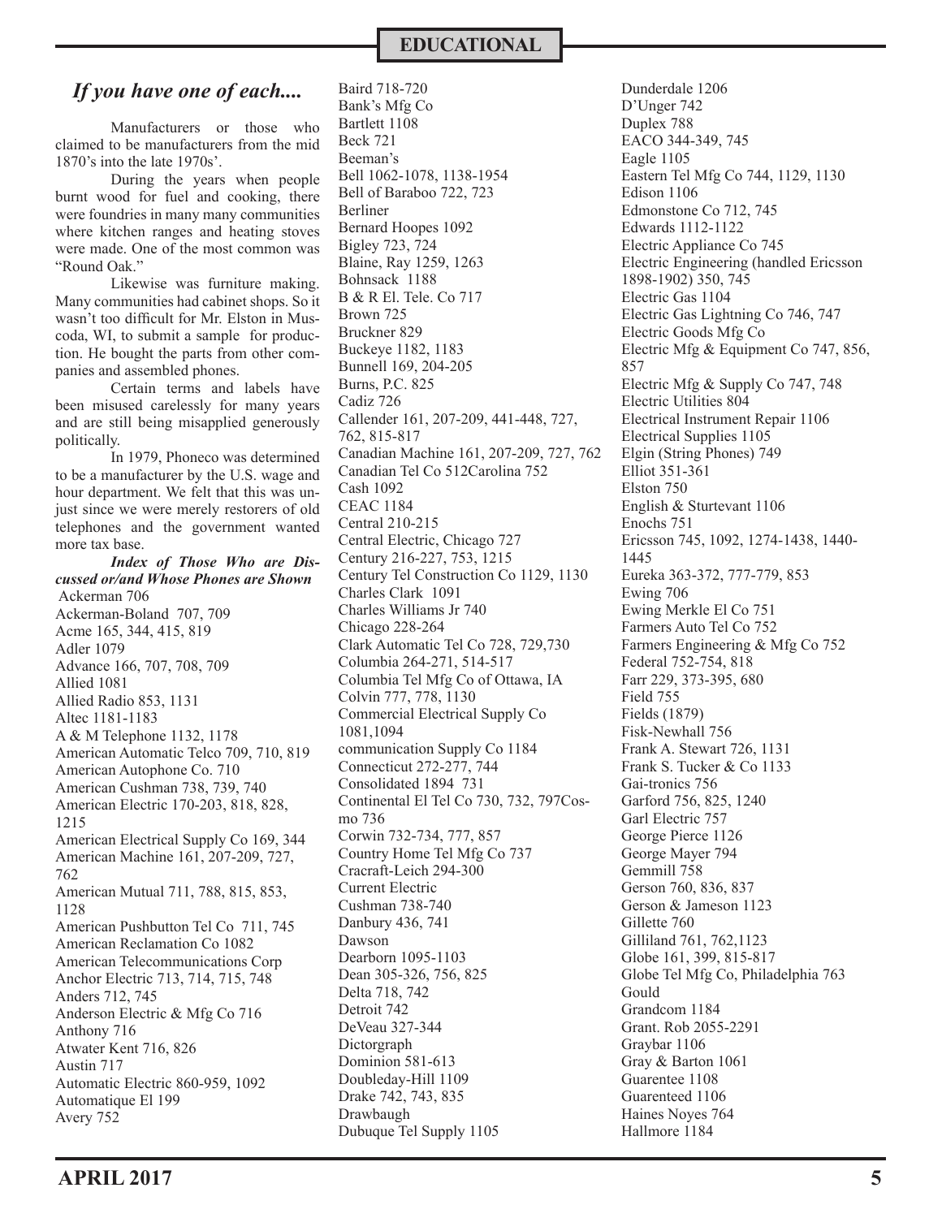## If you have one of each....

Manufacturers or those who claimed to be manufacturers from the mid 1870's into the late 1970s'.

During the years when people burnt wood for fuel and cooking, there were foundries in many many communities where kitchen ranges and heating stoves were made. One of the most common was "Round Oak."

Likewise was furniture making. Many communities had cabinet shops. So it wasn't too difficult for Mr. Elston in Muscoda, WI, to submit a sample for production. He bought the parts from other companies and assembled phones.

Certain terms and labels have been misused carelessly for many years and are still being misapplied generously politically.

In 1979, Phoneco was determined to be a manufacturer by the U.S. wage and hour department. We felt that this was unjust since we were merely restorers of old telephones and the government wanted more tax base.

***Index of Those Who are Discussed or/and Whose Phones are Shown***

Ackerman 706
Ackerman-Boland 707, 709
Acme 165, 344, 415, 819
Adler 1079
Advance 166, 707, 708, 709
Allied 1081
Allied Radio 853, 1131
Altec 1181-1183
A & M Telephone 1132, 1178
American Automatic Telco 709, 710, 819
American Autophone Co. 710
American Cushman 738, 739, 740
American Electric 170-203, 818, 828, 1215
American Electrical Supply Co 169, 344
American Machine 161, 207-209, 727, 762
American Mutual 711, 788, 815, 853, 1128
American Pushbutton Tel Co 711, 745
American Reclamation Co 1082
American Telecommunications Corp
Anchor Electric 713, 714, 715, 748
Anders 712, 745
Anderson Electric & Mfg Co 716
Anthony 716
Atwater Kent 716, 826
Austin 717
Automatic Electric 860-959, 1092
Automatique El 199
Avery 752
Baird 718-720
Bank's Mfg Co
Bartlett 1108
Beck 721
Beeman's
Bell 1062-1078, 1138-1954
Bell of Baraboo 722, 723
Berliner
Bernard Hoopes 1092
Bigley 723, 724
Blaine, Ray 1259, 1263
Bohnsack 1188
B & R El. Tele. Co 717
Brown 725
Bruckner 829
Buckeye 1182, 1183
Bunnell 169, 204-205
Burns, P.C. 825
Cadiz 726
Callender 161, 207-209, 441-448, 727, 762, 815-817
Canadian Machine 161, 207-209, 727, 762
Canadian Tel Co 512Carolina 752
Cash 1092
CEAC 1184
Central 210-215
Central Electric, Chicago 727
Century 216-227, 753, 1215
Century Tel Construction Co 1129, 1130
Charles Clark 1091
Charles Williams Jr 740
Chicago 228-264
Clark Automatic Tel Co 728, 729,730
Columbia 264-271, 514-517
Columbia Tel Mfg Co of Ottawa, IA
Colvin 777, 778, 1130
Commercial Electrical Supply Co 1081,1094
communication Supply Co 1184
Connecticut 272-277, 744
Consolidated 1894 731
Continental El Tel Co 730, 732, 797Cosmo 736
Corwin 732-734, 777, 857
Country Home Tel Mfg Co 737
Cracraft-Leich 294-300
Current Electric
Cushman 738-740
Danbury 436, 741
Dawson
Dearborn 1095-1103
Dean 305-326, 756, 825
Delta 718, 742
Detroit 742
DeVeau 327-344
Dictorgraph
Dominion 581-613
Doubleday-Hill 1109
Drake 742, 743, 835
Drawbaugh
Dubuque Tel Supply 1105
Dunderdale 1206
D'Unger 742
Duplex 788
EACO 344-349, 745
Eagle 1105
Eastern Tel Mfg Co 744, 1129, 1130
Edison 1106
Edmonstone Co 712, 745
Edwards 1112-1122
Electric Appliance Co 745
Electric Engineering (handled Ericsson 1898-1902) 350, 745
Electric Gas 1104
Electric Gas Lightning Co 746, 747
Electric Goods Mfg Co
Electric Mfg & Equipment Co 747, 856, 857
Electric Mfg & Supply Co 747, 748
Electric Utilities 804
Electrical Instrument Repair 1106
Electrical Supplies 1105
Elgin (String Phones) 749
Elliot 351-361
Elston 750
English & Sturtevant 1106
Enochs 751
Ericsson 745, 1092, 1274-1438, 1440-1445
Eureka 363-372, 777-779, 853
Ewing 706
Ewing Merkle El Co 751
Farmers Auto Tel Co 752
Farmers Engineering & Mfg Co 752
Federal 752-754, 818
Farr 229, 373-395, 680
Field 755
Fields (1879)
Fisk-Newhall 756
Frank A. Stewart 726, 1131
Frank S. Tucker & Co 1133
Gai-tronics 756
Garford 756, 825, 1240
Garl Electric 757
George Pierce 1126
George Mayer 794
Gemmill 758
Gerson 760, 836, 837
Gerson & Jameson 1123
Gillette 760
Gilliland 761, 762,1123
Globe 161, 399, 815-817
Globe Tel Mfg Co, Philadelphia 763
Gould
Grandcom 1184
Grant. Rob 2055-2291
Graybar 1106
Gray & Barton 1061
Guarentee 1108
Guarenteed 1106
Haines Noyes 764
Hallmore 1184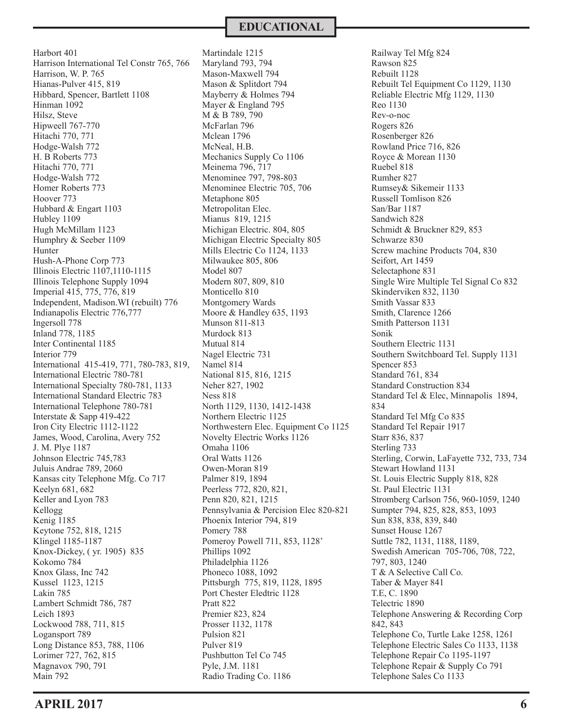## EDUCATIONAL

Harbort 401
Harrison International Tel Constr 765, 766
Harrison, W. P. 765
Hianas-Pulver 415, 819
Hibbard, Spencer, Bartlett 1108
Hinman 1092
Hilsz, Steve
Hipwell 767-770
Hitachi 770, 771
Hodge-Walsh 772
H. B Roberts 773
Hitachi 770, 771
Hodge-Walsh 772
Homer Roberts 773
Hoover 773
Hubbard & Engart 1103
Hubley 1109
Hugh McMillam 1123
Humphry & Seeber 1109
Hunter
Hush-A-Phone Corp 773
Illinois Electric 1107,1110-1115
Illinois Telephone Supply 1094
Imperial 415, 775, 776, 819
Independent, Madison.WI (rebuilt) 776
Indianapolis Electric 776,777
Ingersoll 778
Inland 778, 1185
Inter Continental 1185
Interior 779
International 415-419, 771, 780-783, 819,
International Electric 780-781
International Specialty 780-781, 1133
International Standard Electric 783
International Telephone 780-781
Interstate & Sapp 419-422
Iron City Electric 1112-1122
James, Wood, Carolina, Avery 752
J. M. Plye 1187
Johnson Electric 745,783
Juluis Andrae 789, 2060
Kansas city Telephone Mfg. Co 717
Keelyn 681, 682
Keller and Lyon 783
Kellogg
Kenig 1185
Keytone 752, 818, 1215
Klingel 1185-1187
Knox-Dickey, ( yr. 1905) 835
Kokomo 784
Knox Glass, Inc 742
Kussel 1123, 1215
Lakin 785
Lambert Schmidt 786, 787
Leich 1893
Lockwood 788, 711, 815
Logansport 789
Long Distance 853, 788, 1106
Lorimer 727, 762, 815
Magnavox 790, 791
Main 792
Martindale 1215
Maryland 793, 794
Mason-Maxwell 794
Mason & Splitdort 794
Mayberry & Holmes 794
Mayer & England 795
M & B 789, 790
McFarlan 796
Mclean 1796
McNeal, H.B.
Mechanics Supply Co 1106
Meinema 796, 717
Menominee 797, 798-803
Menominee Electric 705, 706
Metaphone 805
Metropolitan Elec.
Mianus 819, 1215
Michigan Electric. 804, 805
Michigan Electric Specialty 805
Mills Electric Co 1124, 1133
Milwaukee 805, 806
Model 807
Modern 807, 809, 810
Monticello 810
Montgomery Wards
Moore & Handley 635, 1193
Munson 811-813
Murdock 813
Mutual 814
Nagel Electric 731
Namel 814
National 815, 816, 1215
Neher 827, 1902
Ness 818
North 1129, 1130, 1412-1438
Northern Electric 1125
Northwestern Elec. Equipment Co 1125
Novelty Electric Works 1126
Omaha 1106
Oral Watts 1126
Owen-Moran 819
Palmer 819, 1894
Peerless 772, 820, 821,
Penn 820, 821, 1215
Pennsylvania & Percision Elec 820-821
Phoenix Interior 794, 819
Pomery 788
Pomeroy Powell 711, 853, 1128'
Phillips 1092
Philadelphia 1126
Phoneco 1088, 1092
Pittsburgh 775, 819, 1128, 1895
Port Chester Eledtric 1128
Pratt 822
Premier 823, 824
Prosser 1132, 1178
Pulsion 821
Pulver 819
Pushbutton Tel Co 745
Pyle, J.M. 1181
Radio Trading Co. 1186
Railway Tel Mfg 824
Rawson 825
Rebuilt 1128
Rebuilt Tel Equipment Co 1129, 1130
Reliable Electric Mfg 1129, 1130
Reo 1130
Rev-o-noc
Rogers 826
Rosenberger 826
Rowland Price 716, 826
Royce & Morean 1130
Ruebel 818
Rumher 827
Rumsey& Sikemeir 1133
Russell Tomlison 826
San/Bar 1187
Sandwich 828
Schmidt & Bruckner 829, 853
Schwarze 830
Screw machine Products 704, 830
Seifort, Art 1459
Selectaphone 831
Single Wire Multiple Tel Signal Co 832
Skinderviken 832, 1130
Smith Vassar 833
Smith, Clarence 1266
Smith Patterson 1131
Sonik
Southern Electric 1131
Southern Switchboard Tel. Supply 1131
Spencer 853
Standard 761, 834
Standard Construction 834
Standard Tel & Elec, Minnapolis 1894, 834
Standard Tel Mfg Co 835
Standard Tel Repair 1917
Starr 836, 837
Sterling 733
Sterling, Corwin, LaFayette 732, 733, 734
Stewart Howland 1131
St. Louis Electric Supply 818, 828
St. Paul Electric 1131
Stromberg Carlson 756, 960-1059, 1240
Sumpter 794, 825, 828, 853, 1093
Sun 838, 838, 839, 840
Sunset House 1267
Suttle 782, 1131, 1188, 1189,
Swedish American 705-706, 708, 722, 797, 803, 1240
T & A Selective Call Co.
Taber & Mayer 841
T.E, C. 1890
Telectric 1890
Telephone Answering & Recording Corp 842, 843
Telephone Co, Turtle Lake 1258, 1261
Telephone Electric Sales Co 1133, 1138
Telephone Repair Co 1195-1197
Telephone Repair & Supply Co 791
Telephone Sales Co 1133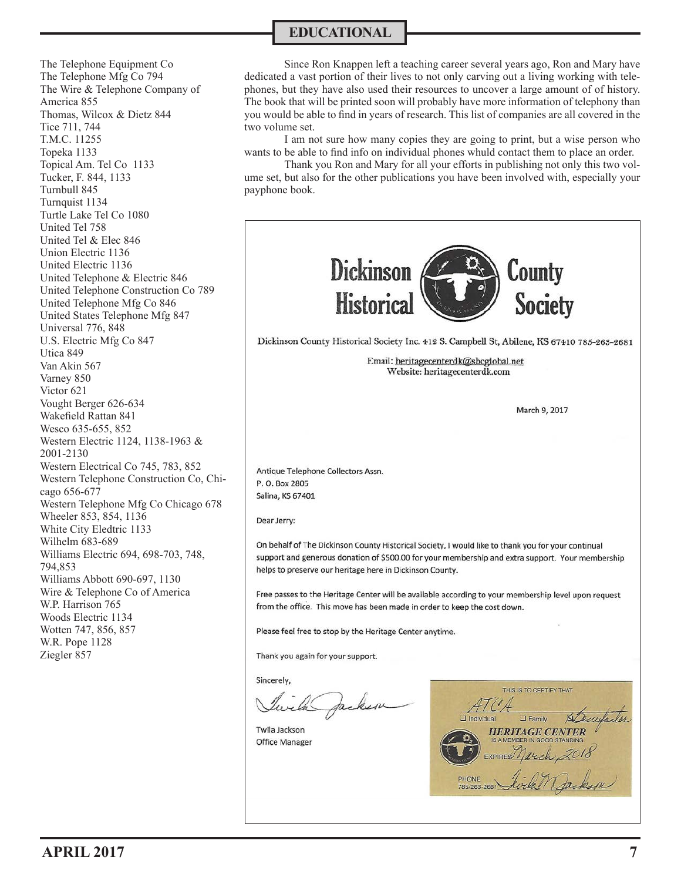## EDUCATIONAL

The Telephone Equipment Co
The Telephone Mfg Co 794
The Wire & Telephone Company of America 855
Thomas, Wilcox & Dietz 844
Tice 711, 744
T.M.C. 11255
Topeka 1133
Topical Am. Tel Co 1133
Tucker, F. 844, 1133
Turnbull 845
Turnquist 1134
Turtle Lake Tel Co 1080
United Tel 758
United Tel & Elec 846
Union Electric 1136
United Electric 1136
United Telephone & Electric 846
United Telephone Construction Co 789
United Telephone Mfg Co 846
United States Telephone Mfg 847
Universal 776, 848
U.S. Electric Mfg Co 847
Utica 849
Van Akin 567
Varney 850
Victor 621
Vought Berger 626-634
Wakefield Rattan 841
Wesco 635-655, 852
Western Electric 1124, 1138-1963 & 2001-2130
Western Electrical Co 745, 783, 852
Western Telephone Construction Co, Chicago 656-677
Western Telephone Mfg Co Chicago 678
Wheeler 853, 854, 1136
White City Eledtric 1133
Wilhelm 683-689
Williams Electric 694, 698-703, 748, 794,853
Williams Abbott 690-697, 1130
Wire & Telephone Co of America
W.P. Harrison 765
Woods Electric 1134
Wotten 747, 856, 857
W.R. Pope 1128
Ziegler 857

Since Ron Knappen left a teaching career several years ago, Ron and Mary have dedicated a vast portion of their lives to not only carving out a living working with telephones, but they have also used their resources to uncover a large amount of of history. The book that will be printed soon will probably have more information of telephony than you would be able to find in years of research. This list of companies are all covered in the two volume set.

I am not sure how many copies they are going to print, but a wise person who wants to be able to find info on individual phones whuld contact them to place an order.

Thank you Ron and Mary for all your efforts in publishing not only this two volume set, but also for the other publications you have been involved with, especially your payphone book.

**Dickinson County Historical Society**

Dickinson County Historical Society Inc. 412 S. Campbell St, Abilene, KS 67410 785-263-2681

Email: heritagecenterdk@sbcglobal.net
Website: heritagecenterdk.com

March 9, 2017

Antique Telephone Collectors Assn.
P. O. Box 2805
Salina, KS 67401

Dear Jerry:

On behalf of The Dickinson County Historical Society, I would like to thank you for your continual support and generous donation of $500.00 for your membership and extra support. Your membership helps to preserve our heritage here in Dickinson County.

Free passes to the Heritage Center will be available according to your membership level upon request from the office. This move has been made in order to keep the cost down.

Please feel free to stop by the Heritage Center anytime.

Thank you again for your support.

Sincerely,

Twila Jackson
Office Manager

THIS IS TO CERTIFY THAT
ATCA
☐ Individual ☐ Family Benefactor
**HERITAGE CENTER**
IS A MEMBER IN GOOD STANDING
EXPIRES March, 2018
PHONE 785/263-2681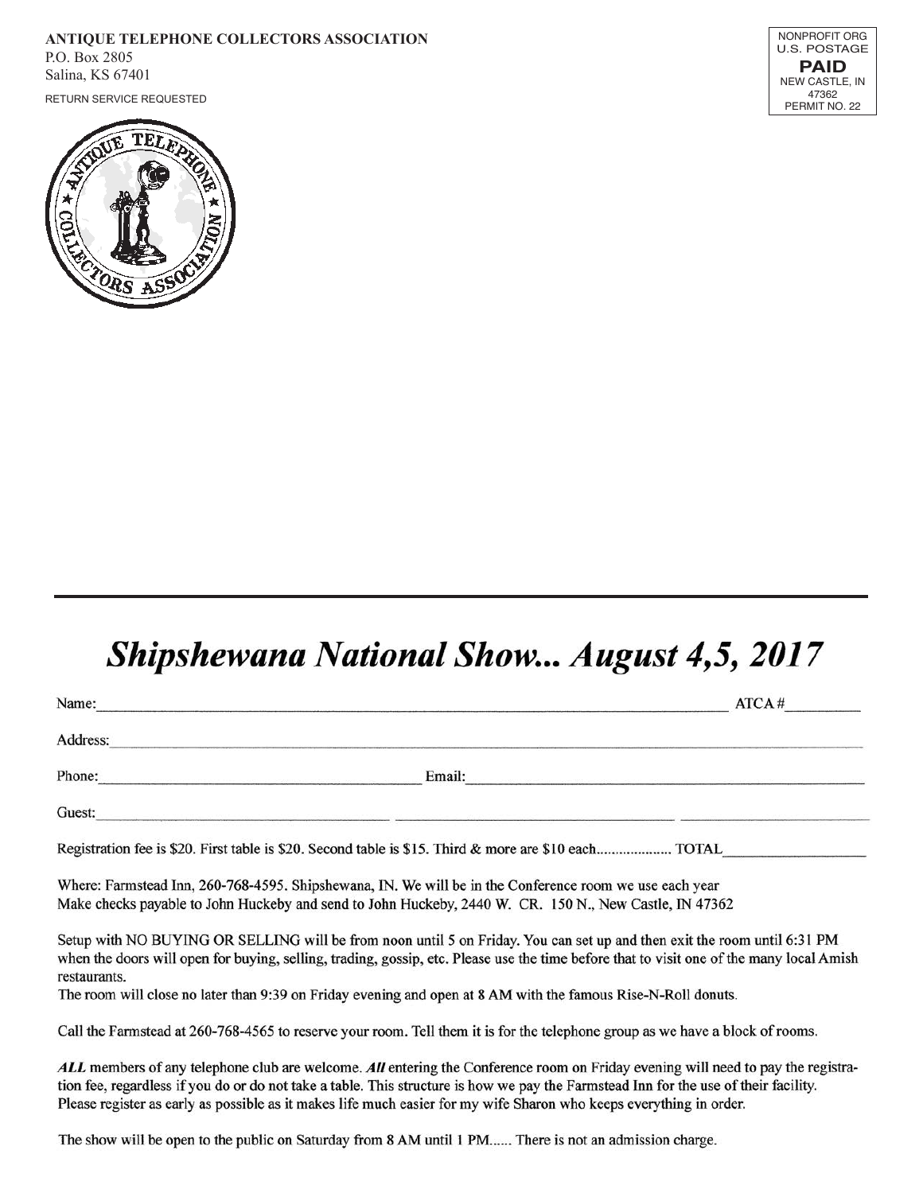**ANTIQUE TELEPHONE COLLECTORS ASSOCIATION**
P.O. Box 2805
Salina, KS 67401

RETURN SERVICE REQUESTED

NONPROFIT ORG
U.S. POSTAGE
**PAID**
NEW CASTLE, IN
47362
PERMIT NO. 22

---

# *Shipshewana National Show... August 4,5, 2017*

Name:______________________________________________ ATCA#_________

Address:______________________________________________

Phone:______________________ Email:______________________

Guest:____________________ ____________________ ____________________

Registration fee is $20. First table is $20. Second table is $15. Third & more are $10 each.................... TOTAL__________

Where: Farmstead Inn, 260-768-4595. Shipshewana, IN. We will be in the Conference room we use each year
Make checks payable to John Huckeby and send to John Huckeby, 2440 W. CR. 150 N., New Castle, IN 47362

Setup with NO BUYING OR SELLING will be from noon until 5 on Friday. You can set up and then exit the room until 6:31 PM when the doors will open for buying, selling, trading, gossip, etc. Please use the time before that to visit one of the many local Amish restaurants.
The room will close no later than 9:39 on Friday evening and open at 8 AM with the famous Rise-N-Roll donuts.

Call the Farmstead at 260-768-4565 to reserve your room. Tell them it is for the telephone group as we have a block of rooms.

***ALL*** members of any telephone club are welcome. ***All*** entering the Conference room on Friday evening will need to pay the registration fee, regardless if you do or do not take a table. This structure is how we pay the Farmstead Inn for the use of their facility. Please register as early as possible as it makes life much easier for my wife Sharon who keeps everything in order.

The show will be open to the public on Saturday from 8 AM until 1 PM...... There is not an admission charge.